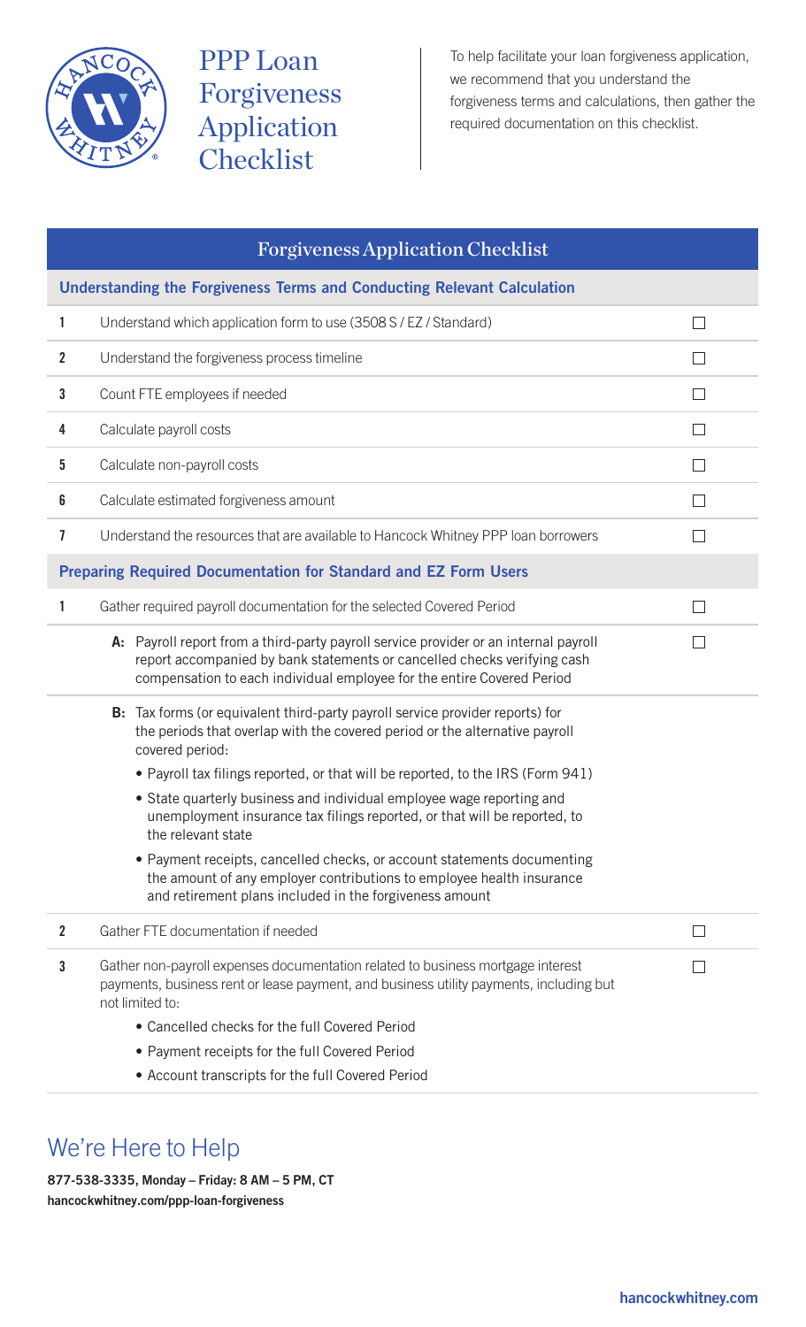# PPP Loan Forgiveness Application Checklist

To help facilitate your loan forgiveness application, we recommend that you understand the forgiveness terms and calculations, then gather the required documentation on this checklist.

## Forgiveness Application Checklist

### Understanding the Forgiveness Terms and Conducting Relevant Calculation

| | | |
|---|---|---|
| 1 | Understand which application form to use (3508 S / EZ / Standard) | ☐ |
| 2 | Understand the forgiveness process timeline | ☐ |
| 3 | Count FTE employees if needed | ☐ |
| 4 | Calculate payroll costs | ☐ |
| 5 | Calculate non-payroll costs | ☐ |
| 6 | Calculate estimated forgiveness amount | ☐ |
| 7 | Understand the resources that are available to Hancock Whitney PPP loan borrowers | ☐ |

### Preparing Required Documentation for Standard and EZ Form Users

| | | |
|---|---|---|
| 1 | Gather required payroll documentation for the selected Covered Period | ☐ |
| | **A:** Payroll report from a third-party payroll service provider or an internal payroll report accompanied by bank statements or cancelled checks verifying cash compensation to each individual employee for the entire Covered Period | ☐ |
| | **B:** Tax forms (or equivalent third-party payroll service provider reports) for the periods that overlap with the covered period or the alternative payroll covered period:<br>• Payroll tax filings reported, or that will be reported, to the IRS (Form 941)<br>• State quarterly business and individual employee wage reporting and unemployment insurance tax filings reported, or that will be reported, to the relevant state<br>• Payment receipts, cancelled checks, or account statements documenting the amount of any employer contributions to employee health insurance and retirement plans included in the forgiveness amount | |
| 2 | Gather FTE documentation if needed | ☐ |
| 3 | Gather non-payroll expenses documentation related to business mortgage interest payments, business rent or lease payment, and business utility payments, including but not limited to:<br>• Cancelled checks for the full Covered Period<br>• Payment receipts for the full Covered Period<br>• Account transcripts for the full Covered Period | ☐ |

## We're Here to Help

**877-538-3335, Monday – Friday: 8 AM – 5 PM, CT**
**hancockwhitney.com/ppp-loan-forgiveness**

**hancockwhitney.com**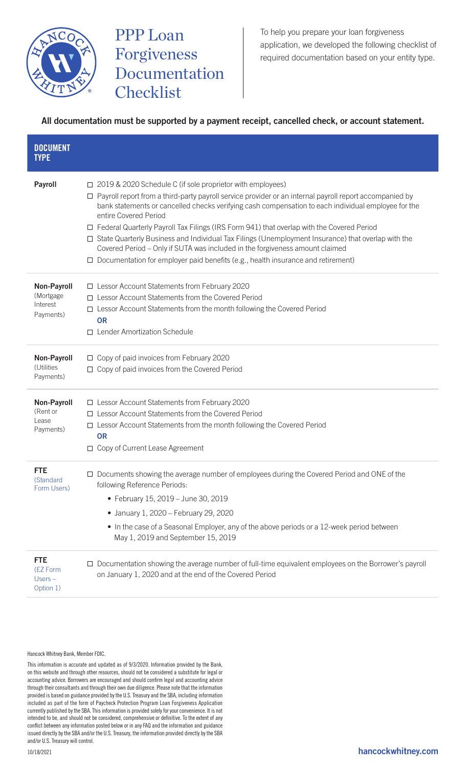# PPP Loan Forgiveness Documentation Checklist

To help you prepare your loan forgiveness application, we developed the following checklist of required documentation based on your entity type.

**All documentation must be supported by a payment receipt, cancelled check, or account statement.**

| DOCUMENT TYPE | |
|---|---|
| **Payroll** | ☐ 2019 & 2020 Schedule C (if sole proprietor with employees)<br>☐ Payroll report from a third-party payroll service provider or an internal payroll report accompanied by bank statements or cancelled checks verifying cash compensation to each individual employee for the entire Covered Period<br>☐ Federal Quarterly Payroll Tax Filings (IRS Form 941) that overlap with the Covered Period<br>☐ State Quarterly Business and Individual Tax Filings (Unemployment Insurance) that overlap with the Covered Period – Only if SUTA was included in the forgiveness amount claimed<br>☐ Documentation for employer paid benefits (e.g., health insurance and retirement) |
| **Non-Payroll** (Mortgage Interest Payments) | ☐ Lessor Account Statements from February 2020<br>☐ Lessor Account Statements from the Covered Period<br>☐ Lessor Account Statements from the month following the Covered Period<br>**OR**<br>☐ Lender Amortization Schedule |
| **Non-Payroll** (Utilities Payments) | ☐ Copy of paid invoices from February 2020<br>☐ Copy of paid invoices from the Covered Period |
| **Non-Payroll** (Rent or Lease Payments) | ☐ Lessor Account Statements from February 2020<br>☐ Lessor Account Statements from the Covered Period<br>☐ Lessor Account Statements from the month following the Covered Period<br>**OR**<br>☐ Copy of Current Lease Agreement |
| **FTE** (Standard Form Users) | ☐ Documents showing the average number of employees during the Covered Period and ONE of the following Reference Periods:<br>• February 15, 2019 – June 30, 2019<br>• January 1, 2020 – February 29, 2020<br>• In the case of a Seasonal Employer, any of the above periods or a 12-week period between May 1, 2019 and September 15, 2019 |
| **FTE** (EZ Form Users – Option 1) | ☐ Documentation showing the average number of full-time equivalent employees on the Borrower's payroll on January 1, 2020 and at the end of the Covered Period |

Hancock Whitney Bank, Member FDIC.

This information is accurate and updated as of 9/3/2020. Information provided by the Bank, on this website and through other resources, should not be considered a substitute for legal or accounting advice. Borrowers are encouraged and should confirm legal and accounting advice through their consultants and through their own due diligence. Please note that the information provided is based on guidance provided by the U.S. Treasury and the SBA, including information included as part of the form of Paycheck Protection Program Loan Forgiveness Application currently published by the SBA. This information is provided solely for your convenience. It is not intended to be, and should not be considered, comprehensive or definitive. To the extent of any conflict between any information posted below or in any FAQ and the information and guidance issued directly by the SBA and/or the U.S. Treasury, the information provided directly by the SBA and/or U.S. Treasury will control.

10/18/2021

hancockwhitney.com